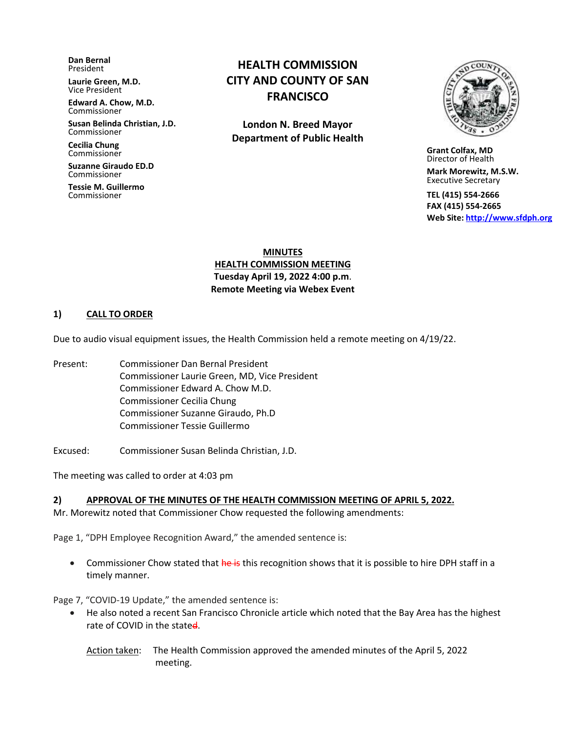**Dan Bernal**
President

**Laurie Green, M.D.**
Vice President

**Edward A. Chow, M.D.**
Commissioner

**Susan Belinda Christian, J.D.**
Commissioner

**Cecilia Chung**
Commissioner

**Suzanne Giraudo ED.D**
Commissioner

**Tessie M. Guillermo**
Commissioner

# HEALTH COMMISSION CITY AND COUNTY OF SAN FRANCISCO

**London N. Breed Mayor**
**Department of Public Health**

**Grant Colfax, MD**
Director of Health

**Mark Morewitz, M.S.W.**
Executive Secretary

**TEL (415) 554-2666**
**FAX (415) 554-2665**
**Web Site:** http://www.sfdph.org

## MINUTES
## HEALTH COMMISSION MEETING
**Tuesday April 19, 2022 4:00 p.m.**
**Remote Meeting via Webex Event**

### 1) CALL TO ORDER

Due to audio visual equipment issues, the Health Commission held a remote meeting on 4/19/22.

Present: Commissioner Dan Bernal President
Commissioner Laurie Green, MD, Vice President
Commissioner Edward A. Chow M.D.
Commissioner Cecilia Chung
Commissioner Suzanne Giraudo, Ph.D
Commissioner Tessie Guillermo

Excused: Commissioner Susan Belinda Christian, J.D.

The meeting was called to order at 4:03 pm

### 2) APPROVAL OF THE MINUTES OF THE HEALTH COMMISSION MEETING OF APRIL 5, 2022.

Mr. Morewitz noted that Commissioner Chow requested the following amendments:

Page 1, "DPH Employee Recognition Award," the amended sentence is:

- Commissioner Chow stated that ~~he is~~ this recognition shows that it is possible to hire DPH staff in a timely manner.

Page 7, "COVID-19 Update," the amended sentence is:

- He also noted a recent San Francisco Chronicle article which noted that the Bay Area has the highest rate of COVID in the state~~d~~.

Action taken: The Health Commission approved the amended minutes of the April 5, 2022 meeting.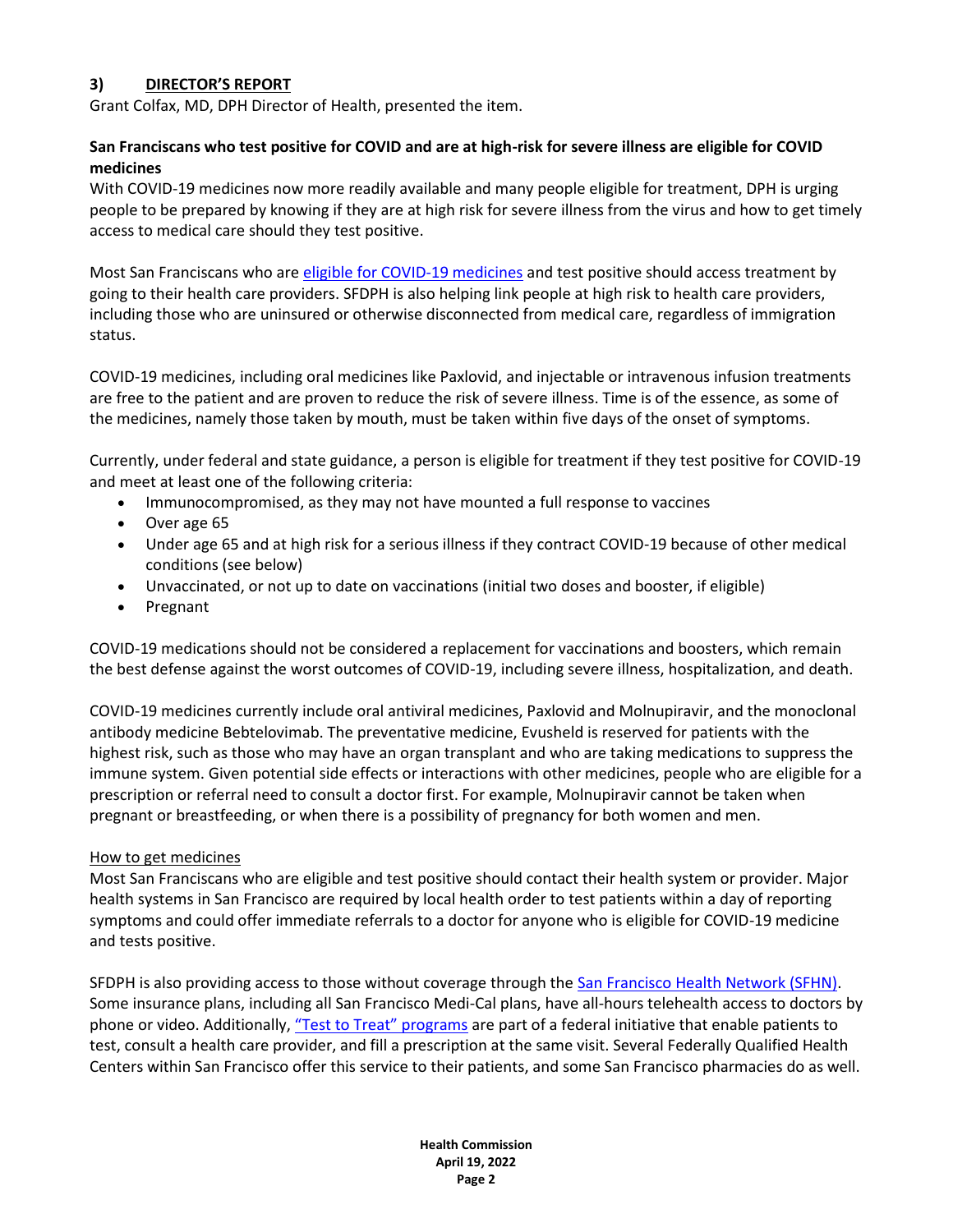### 3) DIRECTOR'S REPORT

Grant Colfax, MD, DPH Director of Health, presented the item.

**San Franciscans who test positive for COVID and are at high-risk for severe illness are eligible for COVID medicines**

With COVID-19 medicines now more readily available and many people eligible for treatment, DPH is urging people to be prepared by knowing if they are at high risk for severe illness from the virus and how to get timely access to medical care should they test positive.

Most San Franciscans who are eligible for COVID-19 medicines and test positive should access treatment by going to their health care providers. SFDPH is also helping link people at high risk to health care providers, including those who are uninsured or otherwise disconnected from medical care, regardless of immigration status.

COVID-19 medicines, including oral medicines like Paxlovid, and injectable or intravenous infusion treatments are free to the patient and are proven to reduce the risk of severe illness. Time is of the essence, as some of the medicines, namely those taken by mouth, must be taken within five days of the onset of symptoms.

Currently, under federal and state guidance, a person is eligible for treatment if they test positive for COVID-19 and meet at least one of the following criteria:

- Immunocompromised, as they may not have mounted a full response to vaccines
- Over age 65
- Under age 65 and at high risk for a serious illness if they contract COVID-19 because of other medical conditions (see below)
- Unvaccinated, or not up to date on vaccinations (initial two doses and booster, if eligible)
- Pregnant

COVID-19 medications should not be considered a replacement for vaccinations and boosters, which remain the best defense against the worst outcomes of COVID-19, including severe illness, hospitalization, and death.

COVID-19 medicines currently include oral antiviral medicines, Paxlovid and Molnupiravir, and the monoclonal antibody medicine Bebtelovimab. The preventative medicine, Evusheld is reserved for patients with the highest risk, such as those who may have an organ transplant and who are taking medications to suppress the immune system. Given potential side effects or interactions with other medicines, people who are eligible for a prescription or referral need to consult a doctor first. For example, Molnupiravir cannot be taken when pregnant or breastfeeding, or when there is a possibility of pregnancy for both women and men.

How to get medicines

Most San Franciscans who are eligible and test positive should contact their health system or provider. Major health systems in San Francisco are required by local health order to test patients within a day of reporting symptoms and could offer immediate referrals to a doctor for anyone who is eligible for COVID-19 medicine and tests positive.

SFDPH is also providing access to those without coverage through the San Francisco Health Network (SFHN). Some insurance plans, including all San Francisco Medi-Cal plans, have all-hours telehealth access to doctors by phone or video. Additionally, "Test to Treat" programs are part of a federal initiative that enable patients to test, consult a health care provider, and fill a prescription at the same visit. Several Federally Qualified Health Centers within San Francisco offer this service to their patients, and some San Francisco pharmacies do as well.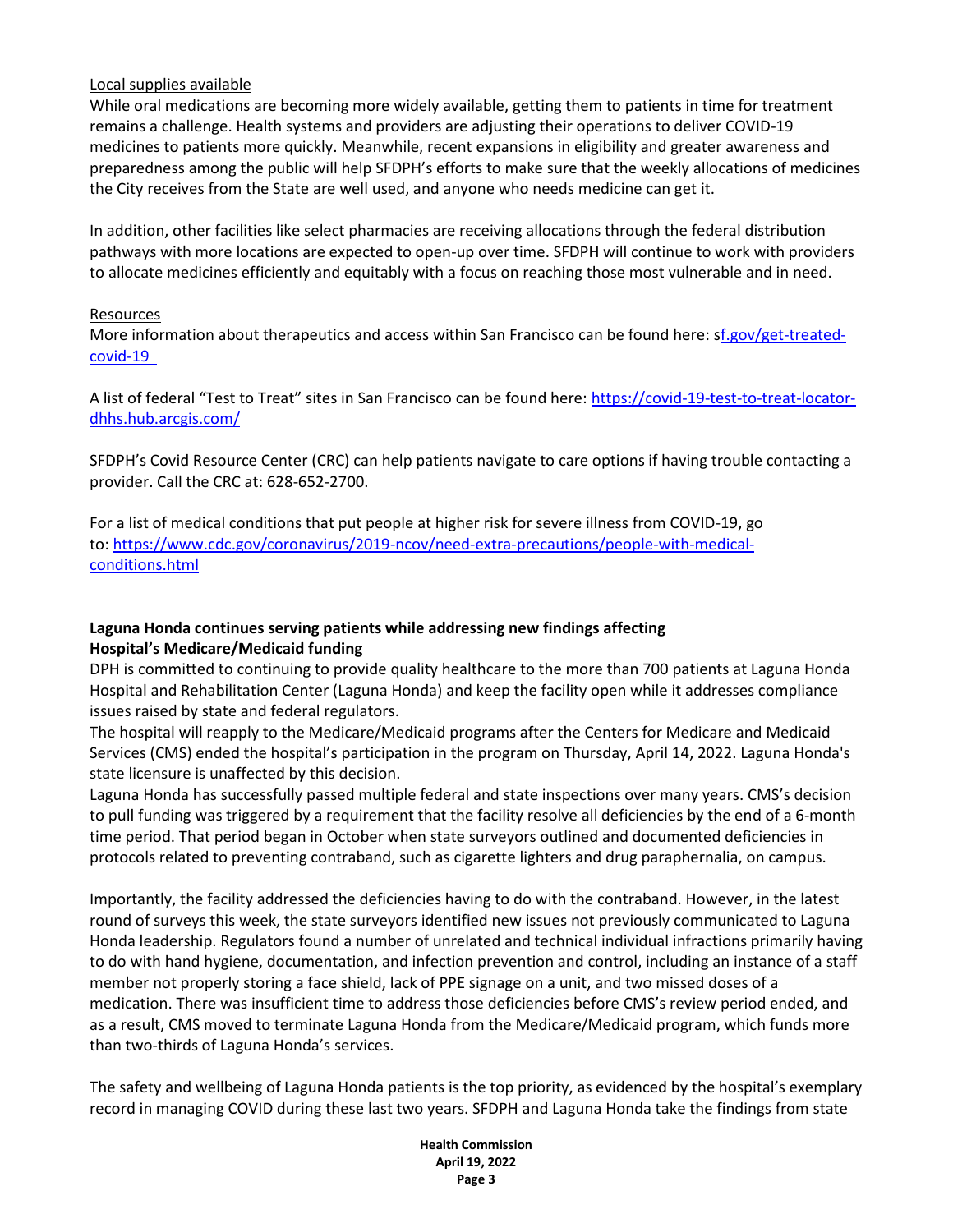Local supplies available

While oral medications are becoming more widely available, getting them to patients in time for treatment remains a challenge. Health systems and providers are adjusting their operations to deliver COVID-19 medicines to patients more quickly. Meanwhile, recent expansions in eligibility and greater awareness and preparedness among the public will help SFDPH's efforts to make sure that the weekly allocations of medicines the City receives from the State are well used, and anyone who needs medicine can get it.

In addition, other facilities like select pharmacies are receiving allocations through the federal distribution pathways with more locations are expected to open-up over time. SFDPH will continue to work with providers to allocate medicines efficiently and equitably with a focus on reaching those most vulnerable and in need.

Resources

More information about therapeutics and access within San Francisco can be found here: sf.gov/get-treated-covid-19

A list of federal "Test to Treat" sites in San Francisco can be found here: https://covid-19-test-to-treat-locator-dhhs.hub.arcgis.com/

SFDPH's Covid Resource Center (CRC) can help patients navigate to care options if having trouble contacting a provider. Call the CRC at: 628-652-2700.

For a list of medical conditions that put people at higher risk for severe illness from COVID-19, go to: https://www.cdc.gov/coronavirus/2019-ncov/need-extra-precautions/people-with-medical-conditions.html

**Laguna Honda continues serving patients while addressing new findings affecting Hospital's Medicare/Medicaid funding**

DPH is committed to continuing to provide quality healthcare to the more than 700 patients at Laguna Honda Hospital and Rehabilitation Center (Laguna Honda) and keep the facility open while it addresses compliance issues raised by state and federal regulators.

The hospital will reapply to the Medicare/Medicaid programs after the Centers for Medicare and Medicaid Services (CMS) ended the hospital's participation in the program on Thursday, April 14, 2022. Laguna Honda's state licensure is unaffected by this decision.

Laguna Honda has successfully passed multiple federal and state inspections over many years. CMS's decision to pull funding was triggered by a requirement that the facility resolve all deficiencies by the end of a 6-month time period. That period began in October when state surveyors outlined and documented deficiencies in protocols related to preventing contraband, such as cigarette lighters and drug paraphernalia, on campus.

Importantly, the facility addressed the deficiencies having to do with the contraband. However, in the latest round of surveys this week, the state surveyors identified new issues not previously communicated to Laguna Honda leadership. Regulators found a number of unrelated and technical individual infractions primarily having to do with hand hygiene, documentation, and infection prevention and control, including an instance of a staff member not properly storing a face shield, lack of PPE signage on a unit, and two missed doses of a medication. There was insufficient time to address those deficiencies before CMS's review period ended, and as a result, CMS moved to terminate Laguna Honda from the Medicare/Medicaid program, which funds more than two-thirds of Laguna Honda's services.

The safety and wellbeing of Laguna Honda patients is the top priority, as evidenced by the hospital's exemplary record in managing COVID during these last two years. SFDPH and Laguna Honda take the findings from state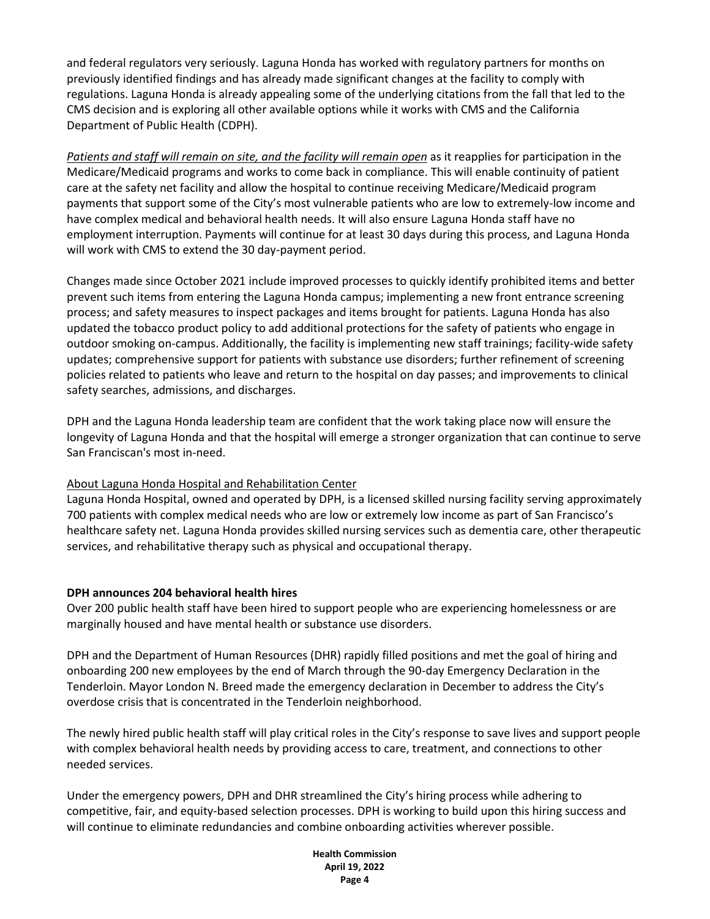and federal regulators very seriously. Laguna Honda has worked with regulatory partners for months on previously identified findings and has already made significant changes at the facility to comply with regulations. Laguna Honda is already appealing some of the underlying citations from the fall that led to the CMS decision and is exploring all other available options while it works with CMS and the California Department of Public Health (CDPH).

*Patients and staff will remain on site, and the facility will remain open* as it reapplies for participation in the Medicare/Medicaid programs and works to come back in compliance. This will enable continuity of patient care at the safety net facility and allow the hospital to continue receiving Medicare/Medicaid program payments that support some of the City's most vulnerable patients who are low to extremely-low income and have complex medical and behavioral health needs. It will also ensure Laguna Honda staff have no employment interruption. Payments will continue for at least 30 days during this process, and Laguna Honda will work with CMS to extend the 30 day-payment period.

Changes made since October 2021 include improved processes to quickly identify prohibited items and better prevent such items from entering the Laguna Honda campus; implementing a new front entrance screening process; and safety measures to inspect packages and items brought for patients. Laguna Honda has also updated the tobacco product policy to add additional protections for the safety of patients who engage in outdoor smoking on-campus. Additionally, the facility is implementing new staff trainings; facility-wide safety updates; comprehensive support for patients with substance use disorders; further refinement of screening policies related to patients who leave and return to the hospital on day passes; and improvements to clinical safety searches, admissions, and discharges.

DPH and the Laguna Honda leadership team are confident that the work taking place now will ensure the longevity of Laguna Honda and that the hospital will emerge a stronger organization that can continue to serve San Franciscan's most in-need.

About Laguna Honda Hospital and Rehabilitation Center

Laguna Honda Hospital, owned and operated by DPH, is a licensed skilled nursing facility serving approximately 700 patients with complex medical needs who are low or extremely low income as part of San Francisco's healthcare safety net. Laguna Honda provides skilled nursing services such as dementia care, other therapeutic services, and rehabilitative therapy such as physical and occupational therapy.

**DPH announces 204 behavioral health hires**

Over 200 public health staff have been hired to support people who are experiencing homelessness or are marginally housed and have mental health or substance use disorders.

DPH and the Department of Human Resources (DHR) rapidly filled positions and met the goal of hiring and onboarding 200 new employees by the end of March through the 90-day Emergency Declaration in the Tenderloin. Mayor London N. Breed made the emergency declaration in December to address the City's overdose crisis that is concentrated in the Tenderloin neighborhood.

The newly hired public health staff will play critical roles in the City's response to save lives and support people with complex behavioral health needs by providing access to care, treatment, and connections to other needed services.

Under the emergency powers, DPH and DHR streamlined the City's hiring process while adhering to competitive, fair, and equity-based selection processes. DPH is working to build upon this hiring success and will continue to eliminate redundancies and combine onboarding activities wherever possible.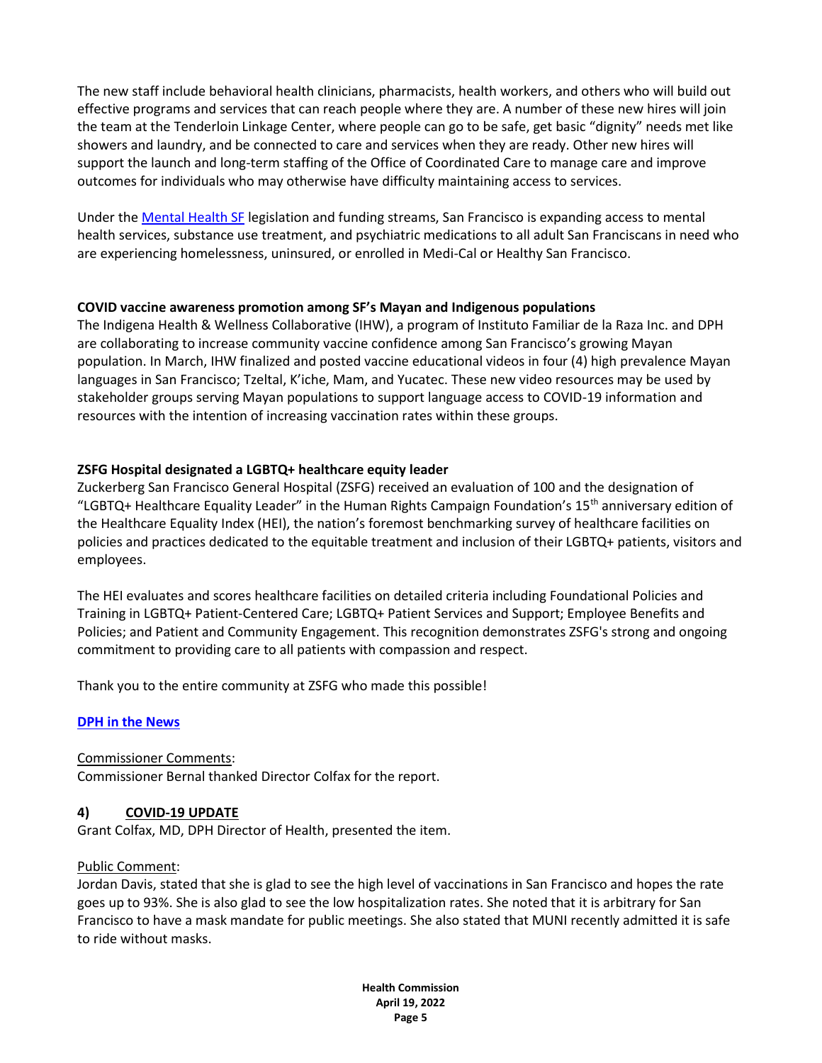The new staff include behavioral health clinicians, pharmacists, health workers, and others who will build out effective programs and services that can reach people where they are. A number of these new hires will join the team at the Tenderloin Linkage Center, where people can go to be safe, get basic "dignity" needs met like showers and laundry, and be connected to care and services when they are ready. Other new hires will support the launch and long-term staffing of the Office of Coordinated Care to manage care and improve outcomes for individuals who may otherwise have difficulty maintaining access to services.

Under the Mental Health SF legislation and funding streams, San Francisco is expanding access to mental health services, substance use treatment, and psychiatric medications to all adult San Franciscans in need who are experiencing homelessness, uninsured, or enrolled in Medi-Cal or Healthy San Francisco.

**COVID vaccine awareness promotion among SF's Mayan and Indigenous populations**
The Indigena Health & Wellness Collaborative (IHW), a program of Instituto Familiar de la Raza Inc. and DPH are collaborating to increase community vaccine confidence among San Francisco's growing Mayan population. In March, IHW finalized and posted vaccine educational videos in four (4) high prevalence Mayan languages in San Francisco; Tzeltal, K'iche, Mam, and Yucatec. These new video resources may be used by stakeholder groups serving Mayan populations to support language access to COVID-19 information and resources with the intention of increasing vaccination rates within these groups.

**ZSFG Hospital designated a LGBTQ+ healthcare equity leader**
Zuckerberg San Francisco General Hospital (ZSFG) received an evaluation of 100 and the designation of "LGBTQ+ Healthcare Equality Leader" in the Human Rights Campaign Foundation's 15th anniversary edition of the Healthcare Equality Index (HEI), the nation's foremost benchmarking survey of healthcare facilities on policies and practices dedicated to the equitable treatment and inclusion of their LGBTQ+ patients, visitors and employees.

The HEI evaluates and scores healthcare facilities on detailed criteria including Foundational Policies and Training in LGBTQ+ Patient-Centered Care; LGBTQ+ Patient Services and Support; Employee Benefits and Policies; and Patient and Community Engagement. This recognition demonstrates ZSFG's strong and ongoing commitment to providing care to all patients with compassion and respect.

Thank you to the entire community at ZSFG who made this possible!

**DPH in the News**

Commissioner Comments:
Commissioner Bernal thanked Director Colfax for the report.

## 4) COVID-19 UPDATE

Grant Colfax, MD, DPH Director of Health, presented the item.

Public Comment:
Jordan Davis, stated that she is glad to see the high level of vaccinations in San Francisco and hopes the rate goes up to 93%. She is also glad to see the low hospitalization rates. She noted that it is arbitrary for San Francisco to have a mask mandate for public meetings. She also stated that MUNI recently admitted it is safe to ride without masks.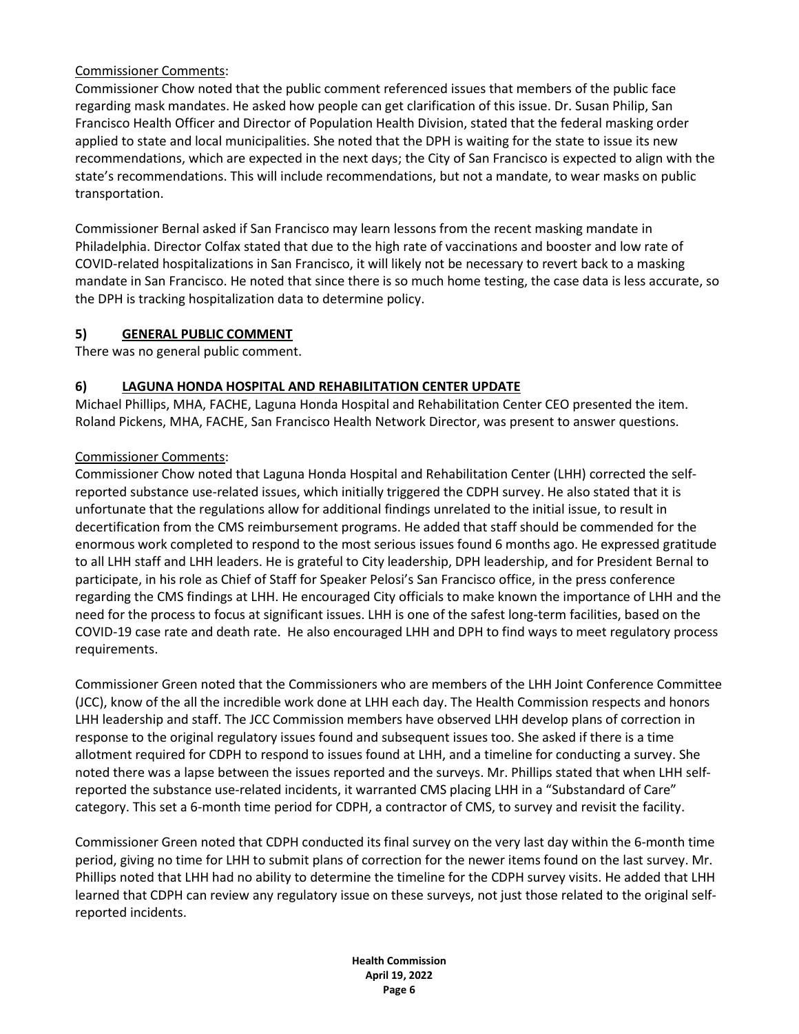Commissioner Comments:

Commissioner Chow noted that the public comment referenced issues that members of the public face regarding mask mandates. He asked how people can get clarification of this issue. Dr. Susan Philip, San Francisco Health Officer and Director of Population Health Division, stated that the federal masking order applied to state and local municipalities. She noted that the DPH is waiting for the state to issue its new recommendations, which are expected in the next days; the City of San Francisco is expected to align with the state's recommendations. This will include recommendations, but not a mandate, to wear masks on public transportation.

Commissioner Bernal asked if San Francisco may learn lessons from the recent masking mandate in Philadelphia. Director Colfax stated that due to the high rate of vaccinations and booster and low rate of COVID-related hospitalizations in San Francisco, it will likely not be necessary to revert back to a masking mandate in San Francisco. He noted that since there is so much home testing, the case data is less accurate, so the DPH is tracking hospitalization data to determine policy.

## 5) GENERAL PUBLIC COMMENT

There was no general public comment.

## 6) LAGUNA HONDA HOSPITAL AND REHABILITATION CENTER UPDATE

Michael Phillips, MHA, FACHE, Laguna Honda Hospital and Rehabilitation Center CEO presented the item. Roland Pickens, MHA, FACHE, San Francisco Health Network Director, was present to answer questions.

Commissioner Comments:

Commissioner Chow noted that Laguna Honda Hospital and Rehabilitation Center (LHH) corrected the self-reported substance use-related issues, which initially triggered the CDPH survey. He also stated that it is unfortunate that the regulations allow for additional findings unrelated to the initial issue, to result in decertification from the CMS reimbursement programs. He added that staff should be commended for the enormous work completed to respond to the most serious issues found 6 months ago. He expressed gratitude to all LHH staff and LHH leaders. He is grateful to City leadership, DPH leadership, and for President Bernal to participate, in his role as Chief of Staff for Speaker Pelosi's San Francisco office, in the press conference regarding the CMS findings at LHH. He encouraged City officials to make known the importance of LHH and the need for the process to focus at significant issues. LHH is one of the safest long-term facilities, based on the COVID-19 case rate and death rate. He also encouraged LHH and DPH to find ways to meet regulatory process requirements.

Commissioner Green noted that the Commissioners who are members of the LHH Joint Conference Committee (JCC), know of the all the incredible work done at LHH each day. The Health Commission respects and honors LHH leadership and staff. The JCC Commission members have observed LHH develop plans of correction in response to the original regulatory issues found and subsequent issues too. She asked if there is a time allotment required for CDPH to respond to issues found at LHH, and a timeline for conducting a survey. She noted there was a lapse between the issues reported and the surveys. Mr. Phillips stated that when LHH self-reported the substance use-related incidents, it warranted CMS placing LHH in a "Substandard of Care" category. This set a 6-month time period for CDPH, a contractor of CMS, to survey and revisit the facility.

Commissioner Green noted that CDPH conducted its final survey on the very last day within the 6-month time period, giving no time for LHH to submit plans of correction for the newer items found on the last survey. Mr. Phillips noted that LHH had no ability to determine the timeline for the CDPH survey visits. He added that LHH learned that CDPH can review any regulatory issue on these surveys, not just those related to the original self-reported incidents.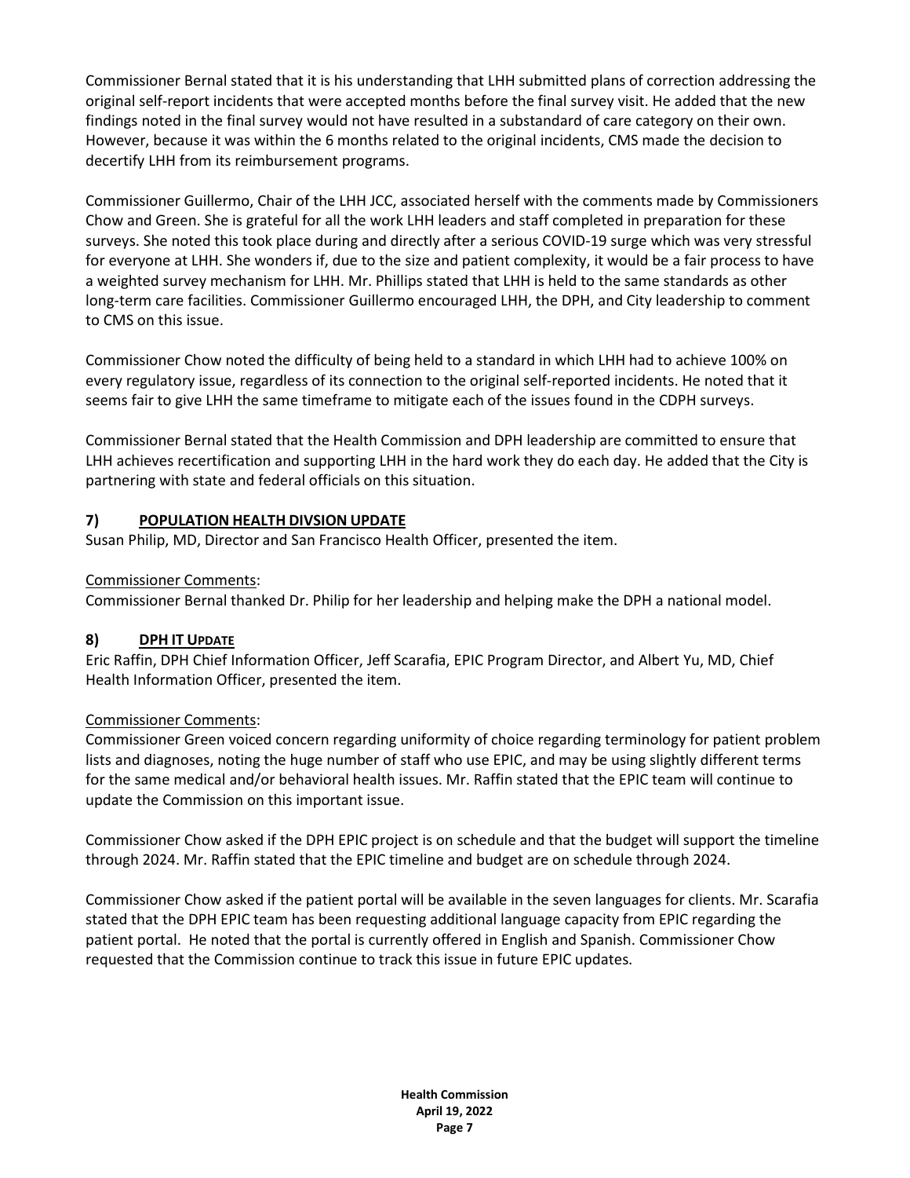Commissioner Bernal stated that it is his understanding that LHH submitted plans of correction addressing the original self-report incidents that were accepted months before the final survey visit. He added that the new findings noted in the final survey would not have resulted in a substandard of care category on their own. However, because it was within the 6 months related to the original incidents, CMS made the decision to decertify LHH from its reimbursement programs.

Commissioner Guillermo, Chair of the LHH JCC, associated herself with the comments made by Commissioners Chow and Green. She is grateful for all the work LHH leaders and staff completed in preparation for these surveys. She noted this took place during and directly after a serious COVID-19 surge which was very stressful for everyone at LHH. She wonders if, due to the size and patient complexity, it would be a fair process to have a weighted survey mechanism for LHH. Mr. Phillips stated that LHH is held to the same standards as other long-term care facilities. Commissioner Guillermo encouraged LHH, the DPH, and City leadership to comment to CMS on this issue.

Commissioner Chow noted the difficulty of being held to a standard in which LHH had to achieve 100% on every regulatory issue, regardless of its connection to the original self-reported incidents. He noted that it seems fair to give LHH the same timeframe to mitigate each of the issues found in the CDPH surveys.

Commissioner Bernal stated that the Health Commission and DPH leadership are committed to ensure that LHH achieves recertification and supporting LHH in the hard work they do each day. He added that the City is partnering with state and federal officials on this situation.

## 7) POPULATION HEALTH DIVSION UPDATE

Susan Philip, MD, Director and San Francisco Health Officer, presented the item.

Commissioner Comments:

Commissioner Bernal thanked Dr. Philip for her leadership and helping make the DPH a national model.

## 8) DPH IT UPDATE

Eric Raffin, DPH Chief Information Officer, Jeff Scarafia, EPIC Program Director, and Albert Yu, MD, Chief Health Information Officer, presented the item.

Commissioner Comments:

Commissioner Green voiced concern regarding uniformity of choice regarding terminology for patient problem lists and diagnoses, noting the huge number of staff who use EPIC, and may be using slightly different terms for the same medical and/or behavioral health issues. Mr. Raffin stated that the EPIC team will continue to update the Commission on this important issue.

Commissioner Chow asked if the DPH EPIC project is on schedule and that the budget will support the timeline through 2024. Mr. Raffin stated that the EPIC timeline and budget are on schedule through 2024.

Commissioner Chow asked if the patient portal will be available in the seven languages for clients. Mr. Scarafia stated that the DPH EPIC team has been requesting additional language capacity from EPIC regarding the patient portal. He noted that the portal is currently offered in English and Spanish. Commissioner Chow requested that the Commission continue to track this issue in future EPIC updates.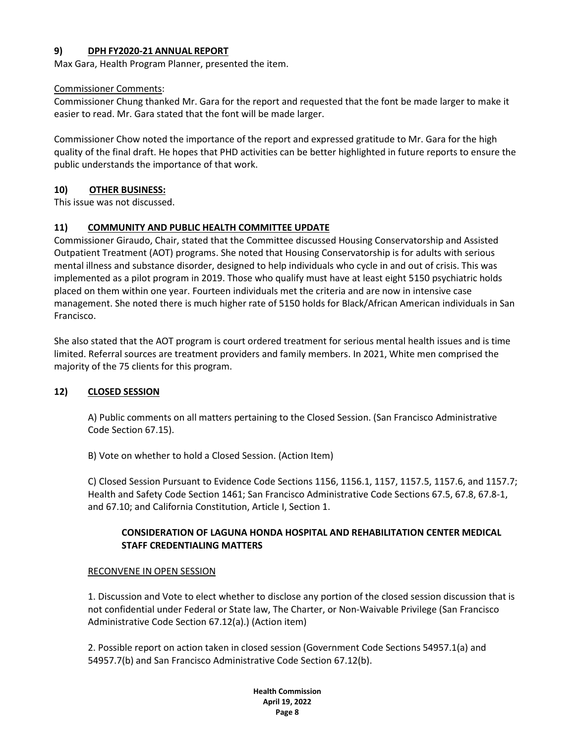## 9) DPH FY2020-21 ANNUAL REPORT

Max Gara, Health Program Planner, presented the item.

Commissioner Comments:

Commissioner Chung thanked Mr. Gara for the report and requested that the font be made larger to make it easier to read. Mr. Gara stated that the font will be made larger.

Commissioner Chow noted the importance of the report and expressed gratitude to Mr. Gara for the high quality of the final draft. He hopes that PHD activities can be better highlighted in future reports to ensure the public understands the importance of that work.

## 10) OTHER BUSINESS:

This issue was not discussed.

## 11) COMMUNITY AND PUBLIC HEALTH COMMITTEE UPDATE

Commissioner Giraudo, Chair, stated that the Committee discussed Housing Conservatorship and Assisted Outpatient Treatment (AOT) programs. She noted that Housing Conservatorship is for adults with serious mental illness and substance disorder, designed to help individuals who cycle in and out of crisis. This was implemented as a pilot program in 2019. Those who qualify must have at least eight 5150 psychiatric holds placed on them within one year. Fourteen individuals met the criteria and are now in intensive case management. She noted there is much higher rate of 5150 holds for Black/African American individuals in San Francisco.

She also stated that the AOT program is court ordered treatment for serious mental health issues and is time limited. Referral sources are treatment providers and family members. In 2021, White men comprised the majority of the 75 clients for this program.

## 12) CLOSED SESSION

A) Public comments on all matters pertaining to the Closed Session. (San Francisco Administrative Code Section 67.15).

B) Vote on whether to hold a Closed Session. (Action Item)

C) Closed Session Pursuant to Evidence Code Sections 1156, 1156.1, 1157, 1157.5, 1157.6, and 1157.7; Health and Safety Code Section 1461; San Francisco Administrative Code Sections 67.5, 67.8, 67.8-1, and 67.10; and California Constitution, Article I, Section 1.

**CONSIDERATION OF LAGUNA HONDA HOSPITAL AND REHABILITATION CENTER MEDICAL STAFF CREDENTIALING MATTERS**

RECONVENE IN OPEN SESSION

1. Discussion and Vote to elect whether to disclose any portion of the closed session discussion that is not confidential under Federal or State law, The Charter, or Non-Waivable Privilege (San Francisco Administrative Code Section 67.12(a).) (Action item)

2. Possible report on action taken in closed session (Government Code Sections 54957.1(a) and 54957.7(b) and San Francisco Administrative Code Section 67.12(b).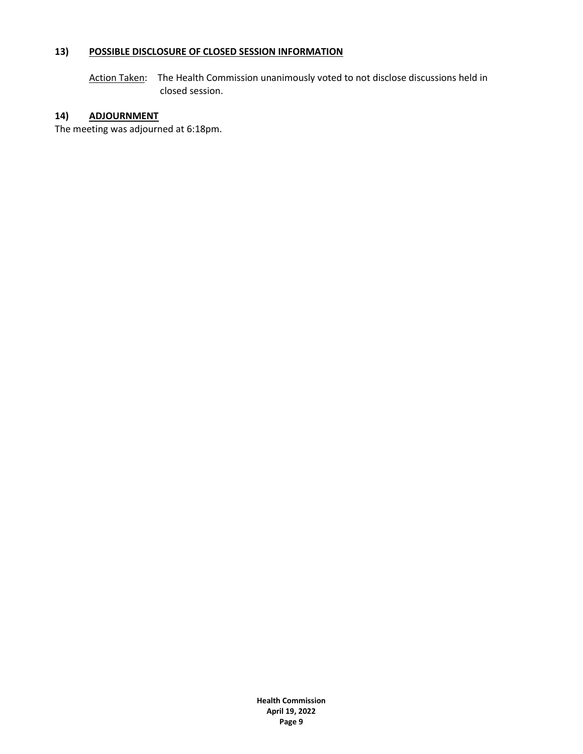**13) <u>POSSIBLE DISCLOSURE OF CLOSED SESSION INFORMATION</u>**

<u>Action Taken</u>: The Health Commission unanimously voted to not disclose discussions held in closed session.

**14) <u>ADJOURNMENT</u>**

The meeting was adjourned at 6:18pm.